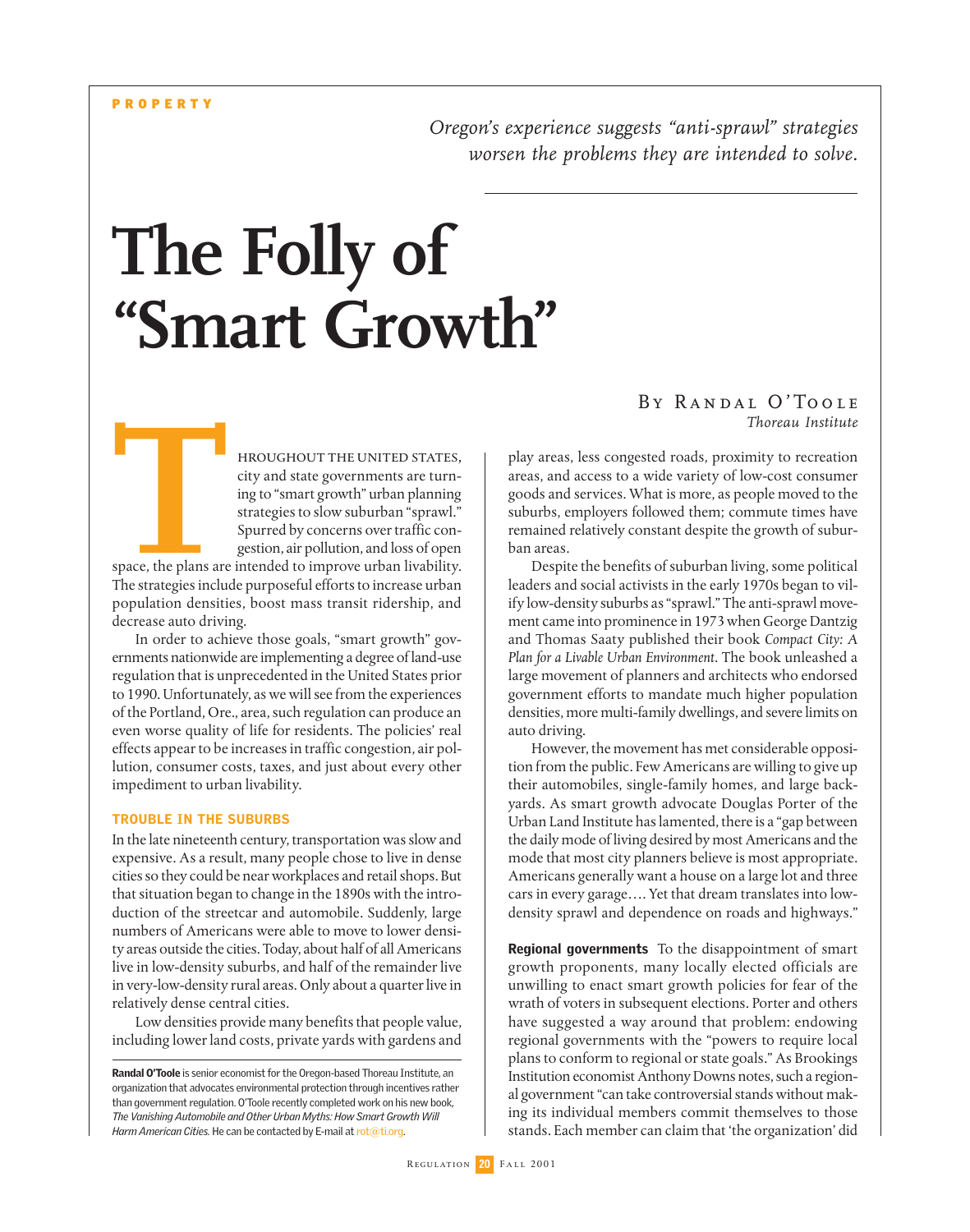PROPERTY

*Oregon's experience suggests "anti-sprawl" strategies worsen the problems they are intended to solve.*

# The Folly of "Smart Growth"

By Randal O'Toole
*Thoreau Institute*

Throughout the United States, city and state governments are turning to "smart growth" urban planning strategies to slow suburban "sprawl." Spurred by concerns over traffic congestion, air pollution, and loss of open space, the plans are intended to improve urban livability. The strategies include purposeful efforts to increase urban population densities, boost mass transit ridership, and decrease auto driving.

In order to achieve those goals, "smart growth" governments nationwide are implementing a degree of land-use regulation that is unprecedented in the United States prior to 1990. Unfortunately, as we will see from the experiences of the Portland, Ore., area, such regulation can produce an even worse quality of life for residents. The policies' real effects appear to be increases in traffic congestion, air pollution, consumer costs, taxes, and just about every other impediment to urban livability.

## TROUBLE IN THE SUBURBS

In the late nineteenth century, transportation was slow and expensive. As a result, many people chose to live in dense cities so they could be near workplaces and retail shops. But that situation began to change in the 1890s with the introduction of the streetcar and automobile. Suddenly, large numbers of Americans were able to move to lower density areas outside the cities. Today, about half of all Americans live in low-density suburbs, and half of the remainder live in very-low-density rural areas. Only about a quarter live in relatively dense central cities.

Low densities provide many benefits that people value, including lower land costs, private yards with gardens and play areas, less congested roads, proximity to recreation areas, and access to a wide variety of low-cost consumer goods and services. What is more, as people moved to the suburbs, employers followed them; commute times have remained relatively constant despite the growth of suburban areas.

Despite the benefits of suburban living, some political leaders and social activists in the early 1970s began to vilify low-density suburbs as "sprawl." The anti-sprawl movement came into prominence in 1973 when George Dantzig and Thomas Saaty published their book *Compact City: A Plan for a Livable Urban Environment*. The book unleashed a large movement of planners and architects who endorsed government efforts to mandate much higher population densities, more multi-family dwellings, and severe limits on auto driving.

However, the movement has met considerable opposition from the public. Few Americans are willing to give up their automobiles, single-family homes, and large backyards. As smart growth advocate Douglas Porter of the Urban Land Institute has lamented, there is a "gap between the daily mode of living desired by most Americans and the mode that most city planners believe is most appropriate. Americans generally want a house on a large lot and three cars in every garage…. Yet that dream translates into low-density sprawl and dependence on roads and highways."

**Regional governments** To the disappointment of smart growth proponents, many locally elected officials are unwilling to enact smart growth policies for fear of the wrath of voters in subsequent elections. Porter and others have suggested a way around that problem: endowing regional governments with the "powers to require local plans to conform to regional or state goals." As Brookings Institution economist Anthony Downs notes, such a regional government "can take controversial stands without making its individual members commit themselves to those stands. Each member can claim that 'the organization' did

**Randal O'Toole** is senior economist for the Oregon-based Thoreau Institute, an organization that advocates environmental protection through incentives rather than government regulation. O'Toole recently completed work on his new book, *The Vanishing Automobile and Other Urban Myths: How Smart Growth Will Harm American Cities.* He can be contacted by E-mail at rot@ti.org.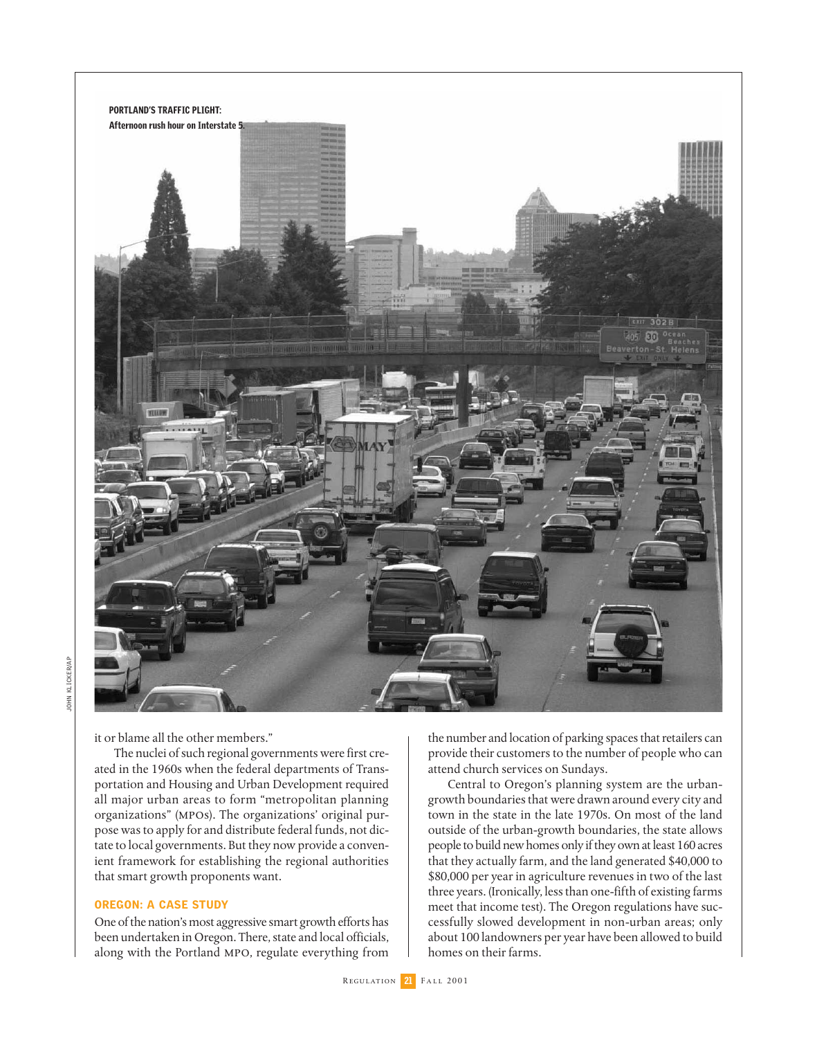**PORTLAND'S TRAFFIC PLIGHT:**
**Afternoon rush hour on Interstate 5.**

it or blame all the other members."

The nuclei of such regional governments were first created in the 1960s when the federal departments of Transportation and Housing and Urban Development required all major urban areas to form "metropolitan planning organizations" (MPOs). The organizations' original purpose was to apply for and distribute federal funds, not dictate to local governments. But they now provide a convenient framework for establishing the regional authorities that smart growth proponents want.

## OREGON: A CASE STUDY

One of the nation's most aggressive smart growth efforts has been undertaken in Oregon. There, state and local officials, along with the Portland MPO, regulate everything from the number and location of parking spaces that retailers can provide their customers to the number of people who can attend church services on Sundays.

Central to Oregon's planning system are the urban-growth boundaries that were drawn around every city and town in the state in the late 1970s. On most of the land outside of the urban-growth boundaries, the state allows people to build new homes only if they own at least 160 acres that they actually farm, and the land generated $40,000 to $80,000 per year in agriculture revenues in two of the last three years. (Ironically, less than one-fifth of existing farms meet that income test). The Oregon regulations have successfully slowed development in non-urban areas; only about 100 landowners per year have been allowed to build homes on their farms.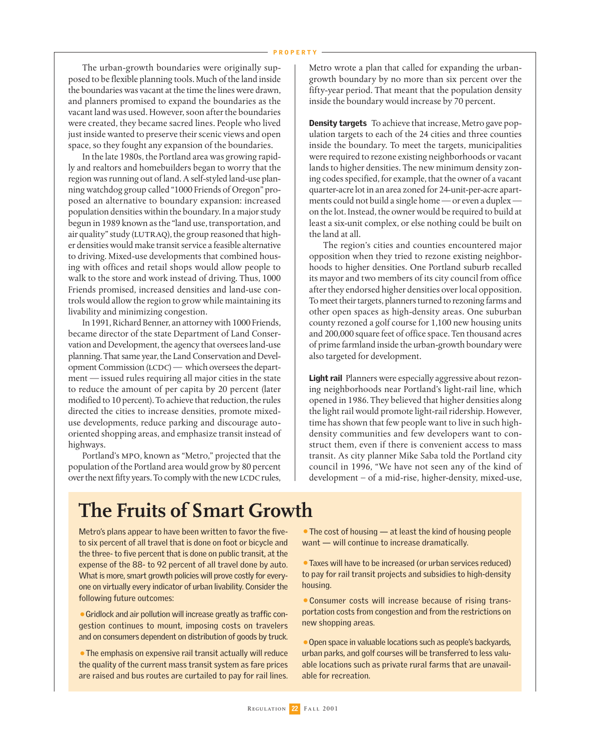The urban-growth boundaries were originally supposed to be flexible planning tools. Much of the land inside the boundaries was vacant at the time the lines were drawn, and planners promised to expand the boundaries as the vacant land was used. However, soon after the boundaries were created, they became sacred lines. People who lived just inside wanted to preserve their scenic views and open space, so they fought any expansion of the boundaries.

In the late 1980s, the Portland area was growing rapidly and realtors and homebuilders began to worry that the region was running out of land. A self-styled land-use planning watchdog group called "1000 Friends of Oregon" proposed an alternative to boundary expansion: increased population densities within the boundary. In a major study begun in 1989 known as the "land use, transportation, and air quality" study (LUTRAQ), the group reasoned that higher densities would make transit service a feasible alternative to driving. Mixed-use developments that combined housing with offices and retail shops would allow people to walk to the store and work instead of driving. Thus, 1000 Friends promised, increased densities and land-use controls would allow the region to grow while maintaining its livability and minimizing congestion.

In 1991, Richard Benner, an attorney with 1000 Friends, became director of the state Department of Land Conservation and Development, the agency that oversees land-use planning. That same year, the Land Conservation and Development Commission (LCDC) — which oversees the department — issued rules requiring all major cities in the state to reduce the amount of per capita by 20 percent (later modified to 10 percent). To achieve that reduction, the rules directed the cities to increase densities, promote mixed-use developments, reduce parking and discourage auto-oriented shopping areas, and emphasize transit instead of highways.

Portland's MPO, known as "Metro," projected that the population of the Portland area would grow by 80 percent over the next fifty years. To comply with the new LCDC rules, Metro wrote a plan that called for expanding the urban-growth boundary by no more than six percent over the fifty-year period. That meant that the population density inside the boundary would increase by 70 percent.

**Density targets** To achieve that increase, Metro gave population targets to each of the 24 cities and three counties inside the boundary. To meet the targets, municipalities were required to rezone existing neighborhoods or vacant lands to higher densities. The new minimum density zoning codes specified, for example, that the owner of a vacant quarter-acre lot in an area zoned for 24-unit-per-acre apartments could not build a single home — or even a duplex — on the lot. Instead, the owner would be required to build at least a six-unit complex, or else nothing could be built on the land at all.

The region's cities and counties encountered major opposition when they tried to rezone existing neighborhoods to higher densities. One Portland suburb recalled its mayor and two members of its city council from office after they endorsed higher densities over local opposition. To meet their targets, planners turned to rezoning farms and other open spaces as high-density areas. One suburban county rezoned a golf course for 1,100 new housing units and 200,000 square feet of office space. Ten thousand acres of prime farmland inside the urban-growth boundary were also targeted for development.

**Light rail** Planners were especially aggressive about rezoning neighborhoods near Portland's light-rail line, which opened in 1986. They believed that higher densities along the light rail would promote light-rail ridership. However, time has shown that few people want to live in such high-density communities and few developers want to construct them, even if there is convenient access to mass transit. As city planner Mike Saba told the Portland city council in 1996, "We have not seen any of the kind of development – of a mid-rise, higher-density, mixed-use,

## The Fruits of Smart Growth

Metro's plans appear to have been written to favor the five- to six percent of all travel that is done on foot or bicycle and the three- to five percent that is done on public transit, at the expense of the 88- to 92 percent of all travel done by auto. What is more, smart growth policies will prove costly for everyone on virtually every indicator of urban livability. Consider the following future outcomes:

- Gridlock and air pollution will increase greatly as traffic congestion continues to mount, imposing costs on travelers and on consumers dependent on distribution of goods by truck.
- The emphasis on expensive rail transit actually will reduce the quality of the current mass transit system as fare prices are raised and bus routes are curtailed to pay for rail lines.
- The cost of housing — at least the kind of housing people want — will continue to increase dramatically.
- Taxes will have to be increased (or urban services reduced) to pay for rail transit projects and subsidies to high-density housing.
- Consumer costs will increase because of rising transportation costs from congestion and from the restrictions on new shopping areas.
- Open space in valuable locations such as people's backyards, urban parks, and golf courses will be transferred to less valuable locations such as private rural farms that are unavailable for recreation.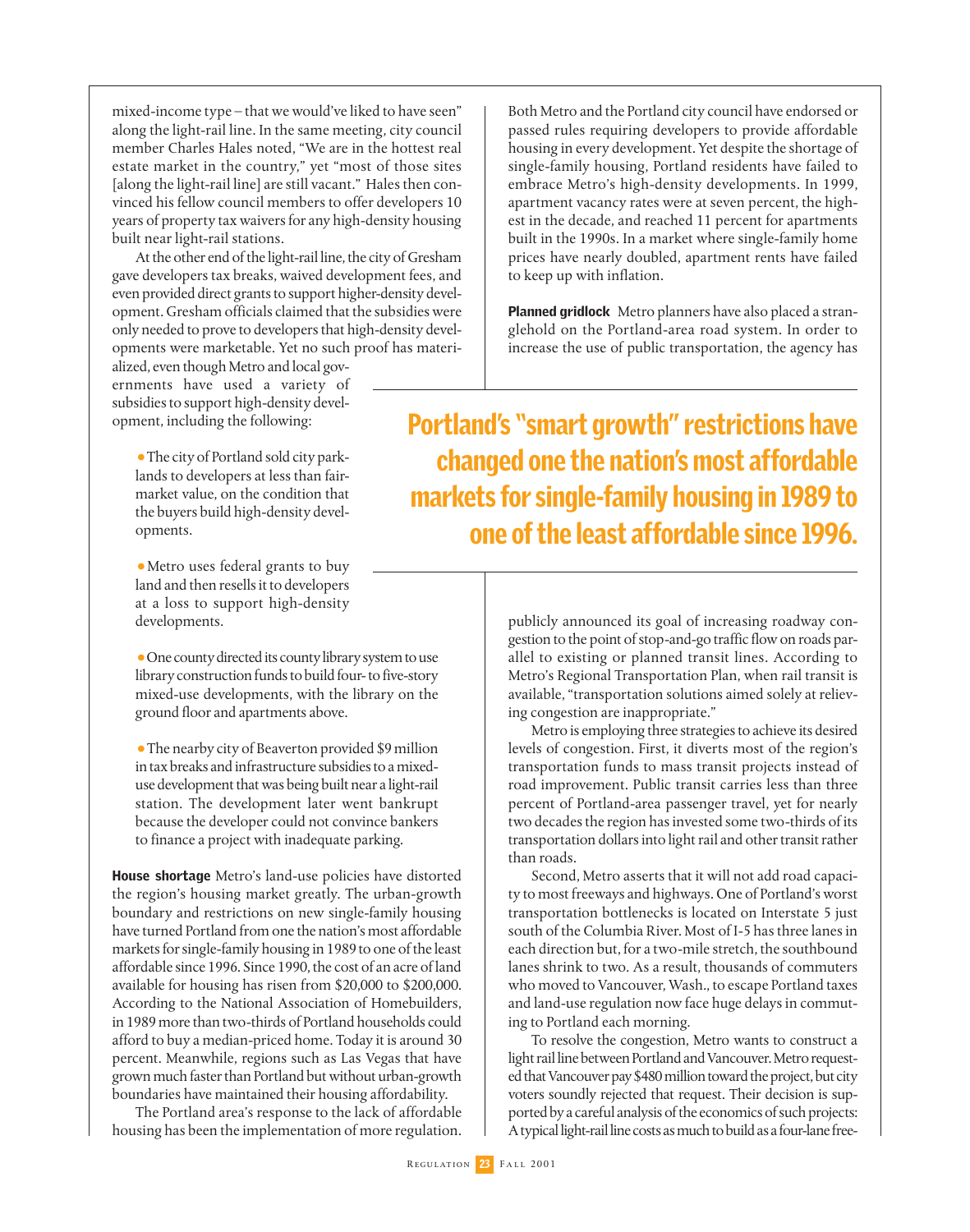mixed-income type – that we would've liked to have seen" along the light-rail line. In the same meeting, city council member Charles Hales noted, "We are in the hottest real estate market in the country," yet "most of those sites [along the light-rail line] are still vacant." Hales then convinced his fellow council members to offer developers 10 years of property tax waivers for any high-density housing built near light-rail stations.

At the other end of the light-rail line, the city of Gresham gave developers tax breaks, waived development fees, and even provided direct grants to support higher-density development. Gresham officials claimed that the subsidies were only needed to prove to developers that high-density developments were marketable. Yet no such proof has materialized, even though Metro and local governments have used a variety of subsidies to support high-density development, including the following:

- The city of Portland sold city parklands to developers at less than fair-market value, on the condition that the buyers build high-density developments.
- Metro uses federal grants to buy land and then resells it to developers at a loss to support high-density developments.
- One county directed its county library system to use library construction funds to build four- to five-story mixed-use developments, with the library on the ground floor and apartments above.
- The nearby city of Beaverton provided $9 million in tax breaks and infrastructure subsidies to a mixed-use development that was being built near a light-rail station. The development later went bankrupt because the developer could not convince bankers to finance a project with inadequate parking.

**House shortage** Metro's land-use policies have distorted the region's housing market greatly. The urban-growth boundary and restrictions on new single-family housing have turned Portland from one the nation's most affordable markets for single-family housing in 1989 to one of the least affordable since 1996. Since 1990, the cost of an acre of land available for housing has risen from $20,000 to $200,000. According to the National Association of Homebuilders, in 1989 more than two-thirds of Portland households could afford to buy a median-priced home. Today it is around 30 percent. Meanwhile, regions such as Las Vegas that have grown much faster than Portland but without urban-growth boundaries have maintained their housing affordability.

The Portland area's response to the lack of affordable housing has been the implementation of more regulation. Both Metro and the Portland city council have endorsed or passed rules requiring developers to provide affordable housing in every development. Yet despite the shortage of single-family housing, Portland residents have failed to embrace Metro's high-density developments. In 1999, apartment vacancy rates were at seven percent, the highest in the decade, and reached 11 percent for apartments built in the 1990s. In a market where single-family home prices have nearly doubled, apartment rents have failed to keep up with inflation.

**Planned gridlock** Metro planners have also placed a stranglehold on the Portland-area road system. In order to increase the use of public transportation, the agency has publicly announced its goal of increasing roadway congestion to the point of stop-and-go traffic flow on roads parallel to existing or planned transit lines. According to Metro's Regional Transportation Plan, when rail transit is available, "transportation solutions aimed solely at relieving congestion are inappropriate."

> **Portland's "smart growth" restrictions have changed one the nation's most affordable markets for single-family housing in 1989 to one of the least affordable since 1996.**

Metro is employing three strategies to achieve its desired levels of congestion. First, it diverts most of the region's transportation funds to mass transit projects instead of road improvement. Public transit carries less than three percent of Portland-area passenger travel, yet for nearly two decades the region has invested some two-thirds of its transportation dollars into light rail and other transit rather than roads.

Second, Metro asserts that it will not add road capacity to most freeways and highways. One of Portland's worst transportation bottlenecks is located on Interstate 5 just south of the Columbia River. Most of I-5 has three lanes in each direction but, for a two-mile stretch, the southbound lanes shrink to two. As a result, thousands of commuters who moved to Vancouver, Wash., to escape Portland taxes and land-use regulation now face huge delays in commuting to Portland each morning.

To resolve the congestion, Metro wants to construct a light rail line between Portland and Vancouver. Metro requested that Vancouver pay $480 million toward the project, but city voters soundly rejected that request. Their decision is supported by a careful analysis of the economics of such projects: A typical light-rail line costs as much to build as a four-lane free-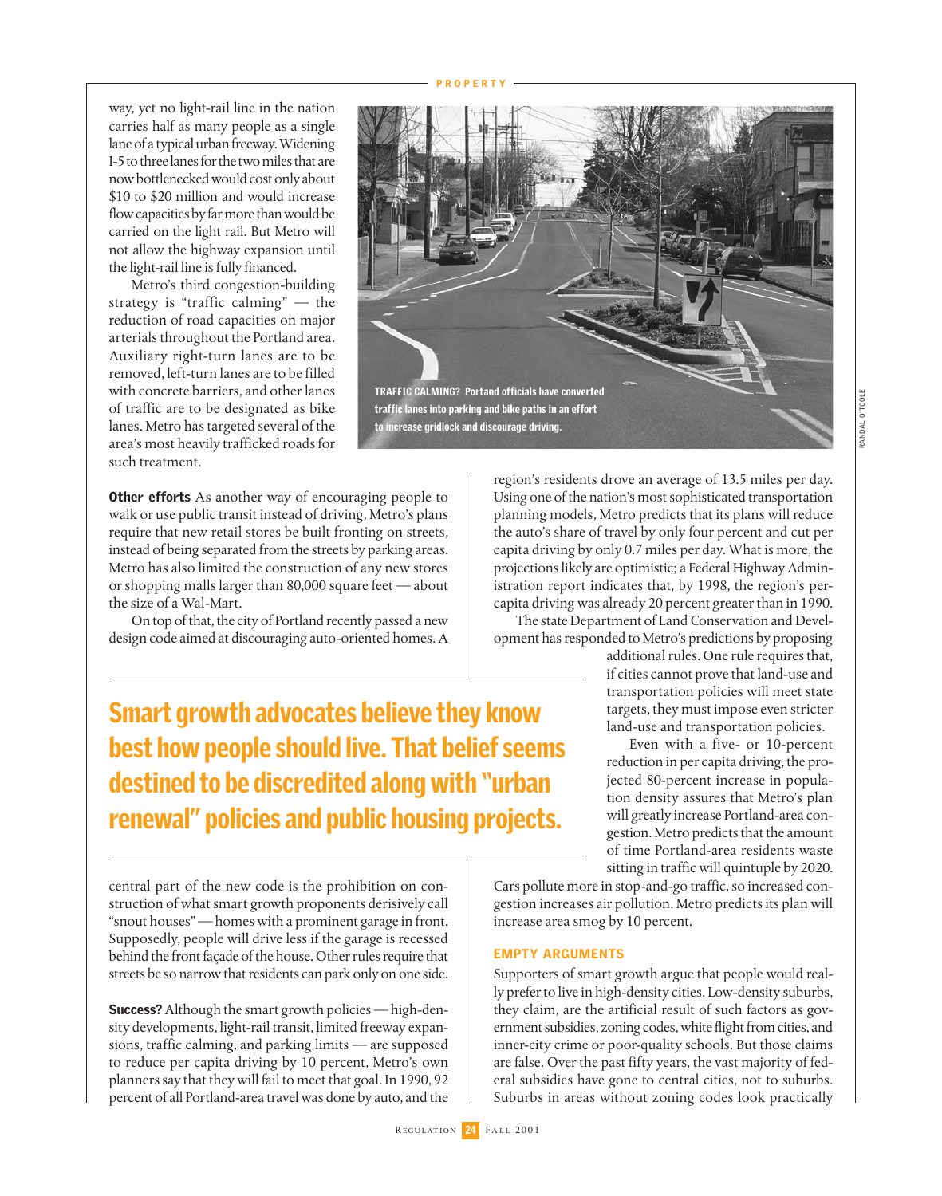way, yet no light-rail line in the nation carries half as many people as a single lane of a typical urban freeway. Widening I-5 to three lanes for the two miles that are now bottlenecked would cost only about $10 to $20 million and would increase flow capacities by far more than would be carried on the light rail. But Metro will not allow the highway expansion until the light-rail line is fully financed.

Metro's third congestion-building strategy is "traffic calming" — the reduction of road capacities on major arterials throughout the Portland area. Auxiliary right-turn lanes are to be removed, left-turn lanes are to be filled with concrete barriers, and other lanes of traffic are to be designated as bike lanes. Metro has targeted several of the area's most heavily trafficked roads for such treatment.

**TRAFFIC CALMING? Portand officials have converted traffic lanes into parking and bike paths in an effort to increase gridlock and discourage driving.**

RANDAL O'TOOLE

**Other efforts** As another way of encouraging people to walk or use public transit instead of driving, Metro's plans require that new retail stores be built fronting on streets, instead of being separated from the streets by parking areas. Metro has also limited the construction of any new stores or shopping malls larger than 80,000 square feet — about the size of a Wal-Mart.

On top of that, the city of Portland recently passed a new design code aimed at discouraging auto-oriented homes. A central part of the new code is the prohibition on construction of what smart growth proponents derisively call "snout houses" — homes with a prominent garage in front. Supposedly, people will drive less if the garage is recessed behind the front façade of the house. Other rules require that streets be so narrow that residents can park only on one side.

**Smart growth advocates believe they know best how people should live. That belief seems destined to be discredited along with "urban renewal" policies and public housing projects.**

**Success?** Although the smart growth policies — high-density developments, light-rail transit, limited freeway expansions, traffic calming, and parking limits — are supposed to reduce per capita driving by 10 percent, Metro's own planners say that they will fail to meet that goal. In 1990, 92 percent of all Portland-area travel was done by auto, and the region's residents drove an average of 13.5 miles per day. Using one of the nation's most sophisticated transportation planning models, Metro predicts that its plans will reduce the auto's share of travel by only four percent and cut per capita driving by only 0.7 miles per day. What is more, the projections likely are optimistic; a Federal Highway Administration report indicates that, by 1998, the region's per-capita driving was already 20 percent greater than in 1990.

The state Department of Land Conservation and Development has responded to Metro's predictions by proposing additional rules. One rule requires that, if cities cannot prove that land-use and transportation policies will meet state targets, they must impose even stricter land-use and transportation policies.

Even with a five- or 10-percent reduction in per capita driving, the projected 80-percent increase in population density assures that Metro's plan will greatly increase Portland-area congestion. Metro predicts that the amount of time Portland-area residents waste sitting in traffic will quintuple by 2020. Cars pollute more in stop-and-go traffic, so increased congestion increases air pollution. Metro predicts its plan will increase area smog by 10 percent.

## EMPTY ARGUMENTS

Supporters of smart growth argue that people would really prefer to live in high-density cities. Low-density suburbs, they claim, are the artificial result of such factors as government subsidies, zoning codes, white flight from cities, and inner-city crime or poor-quality schools. But those claims are false. Over the past fifty years, the vast majority of federal subsidies have gone to central cities, not to suburbs. Suburbs in areas without zoning codes look practically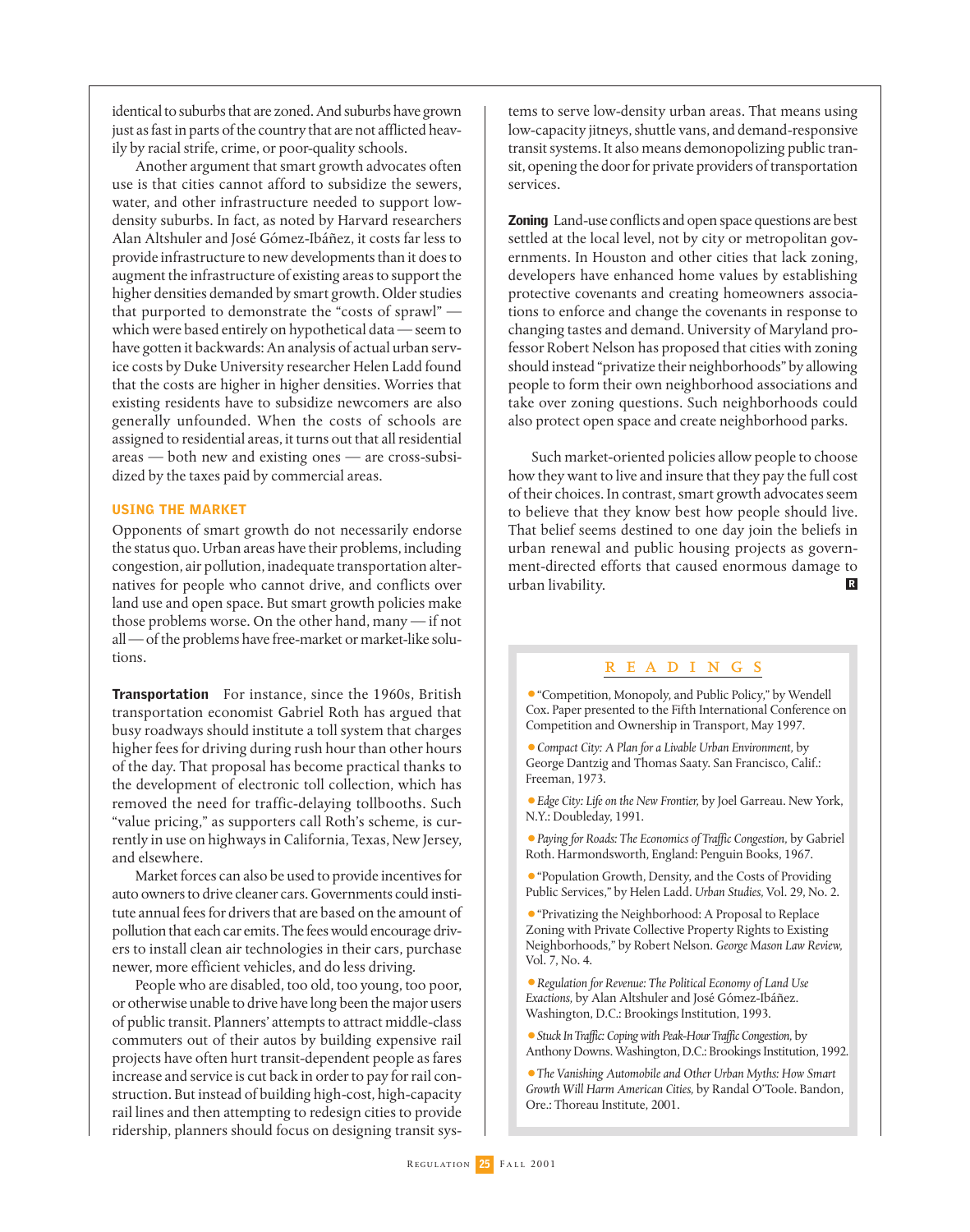identical to suburbs that are zoned. And suburbs have grown just as fast in parts of the country that are not afflicted heavily by racial strife, crime, or poor-quality schools.

Another argument that smart growth advocates often use is that cities cannot afford to subsidize the sewers, water, and other infrastructure needed to support low-density suburbs. In fact, as noted by Harvard researchers Alan Altshuler and José Gómez-Ibáñez, it costs far less to provide infrastructure to new developments than it does to augment the infrastructure of existing areas to support the higher densities demanded by smart growth. Older studies that purported to demonstrate the "costs of sprawl" — which were based entirely on hypothetical data — seem to have gotten it backwards: An analysis of actual urban service costs by Duke University researcher Helen Ladd found that the costs are higher in higher densities. Worries that existing residents have to subsidize newcomers are also generally unfounded. When the costs of schools are assigned to residential areas, it turns out that all residential areas — both new and existing ones — are cross-subsidized by the taxes paid by commercial areas.

## USING THE MARKET

Opponents of smart growth do not necessarily endorse the status quo. Urban areas have their problems, including congestion, air pollution, inadequate transportation alternatives for people who cannot drive, and conflicts over land use and open space. But smart growth policies make those problems worse. On the other hand, many — if not all — of the problems have free-market or market-like solutions.

**Transportation** For instance, since the 1960s, British transportation economist Gabriel Roth has argued that busy roadways should institute a toll system that charges higher fees for driving during rush hour than other hours of the day. That proposal has become practical thanks to the development of electronic toll collection, which has removed the need for traffic-delaying tollbooths. Such "value pricing," as supporters call Roth's scheme, is currently in use on highways in California, Texas, New Jersey, and elsewhere.

Market forces can also be used to provide incentives for auto owners to drive cleaner cars. Governments could institute annual fees for drivers that are based on the amount of pollution that each car emits. The fees would encourage drivers to install clean air technologies in their cars, purchase newer, more efficient vehicles, and do less driving.

People who are disabled, too old, too young, too poor, or otherwise unable to drive have long been the major users of public transit. Planners' attempts to attract middle-class commuters out of their autos by building expensive rail projects have often hurt transit-dependent people as fares increase and service is cut back in order to pay for rail construction. But instead of building high-cost, high-capacity rail lines and then attempting to redesign cities to provide ridership, planners should focus on designing transit systems to serve low-density urban areas. That means using low-capacity jitneys, shuttle vans, and demand-responsive transit systems. It also means demonopolizing public transit, opening the door for private providers of transportation services.

**Zoning** Land-use conflicts and open space questions are best settled at the local level, not by city or metropolitan governments. In Houston and other cities that lack zoning, developers have enhanced home values by establishing protective covenants and creating homeowners associations to enforce and change the covenants in response to changing tastes and demand. University of Maryland professor Robert Nelson has proposed that cities with zoning should instead "privatize their neighborhoods" by allowing people to form their own neighborhood associations and take over zoning questions. Such neighborhoods could also protect open space and create neighborhood parks.

Such market-oriented policies allow people to choose how they want to live and insure that they pay the full cost of their choices. In contrast, smart growth advocates seem to believe that they know best how people should live. That belief seems destined to one day join the beliefs in urban renewal and public housing projects as government-directed efforts that caused enormous damage to urban livability.

## READINGS

- "Competition, Monopoly, and Public Policy," by Wendell Cox. Paper presented to the Fifth International Conference on Competition and Ownership in Transport, May 1997.
- *Compact City: A Plan for a Livable Urban Environment,* by George Dantzig and Thomas Saaty. San Francisco, Calif.: Freeman, 1973.
- *Edge City: Life on the New Frontier,* by Joel Garreau. New York, N.Y.: Doubleday, 1991.
- *Paying for Roads: The Economics of Traffic Congestion,* by Gabriel Roth. Harmondsworth, England: Penguin Books, 1967.
- "Population Growth, Density, and the Costs of Providing Public Services," by Helen Ladd. *Urban Studies,* Vol. 29, No. 2.
- "Privatizing the Neighborhood: A Proposal to Replace Zoning with Private Collective Property Rights to Existing Neighborhoods," by Robert Nelson. *George Mason Law Review,* Vol. 7, No. 4.
- *Regulation for Revenue: The Political Economy of Land Use Exactions,* by Alan Altshuler and José Gómez-Ibáñez. Washington, D.C.: Brookings Institution, 1993.
- *Stuck In Traffic: Coping with Peak-Hour Traffic Congestion,* by Anthony Downs. Washington, D.C.: Brookings Institution, 1992.
- *The Vanishing Automobile and Other Urban Myths: How Smart Growth Will Harm American Cities,* by Randal O'Toole. Bandon, Ore.: Thoreau Institute, 2001.